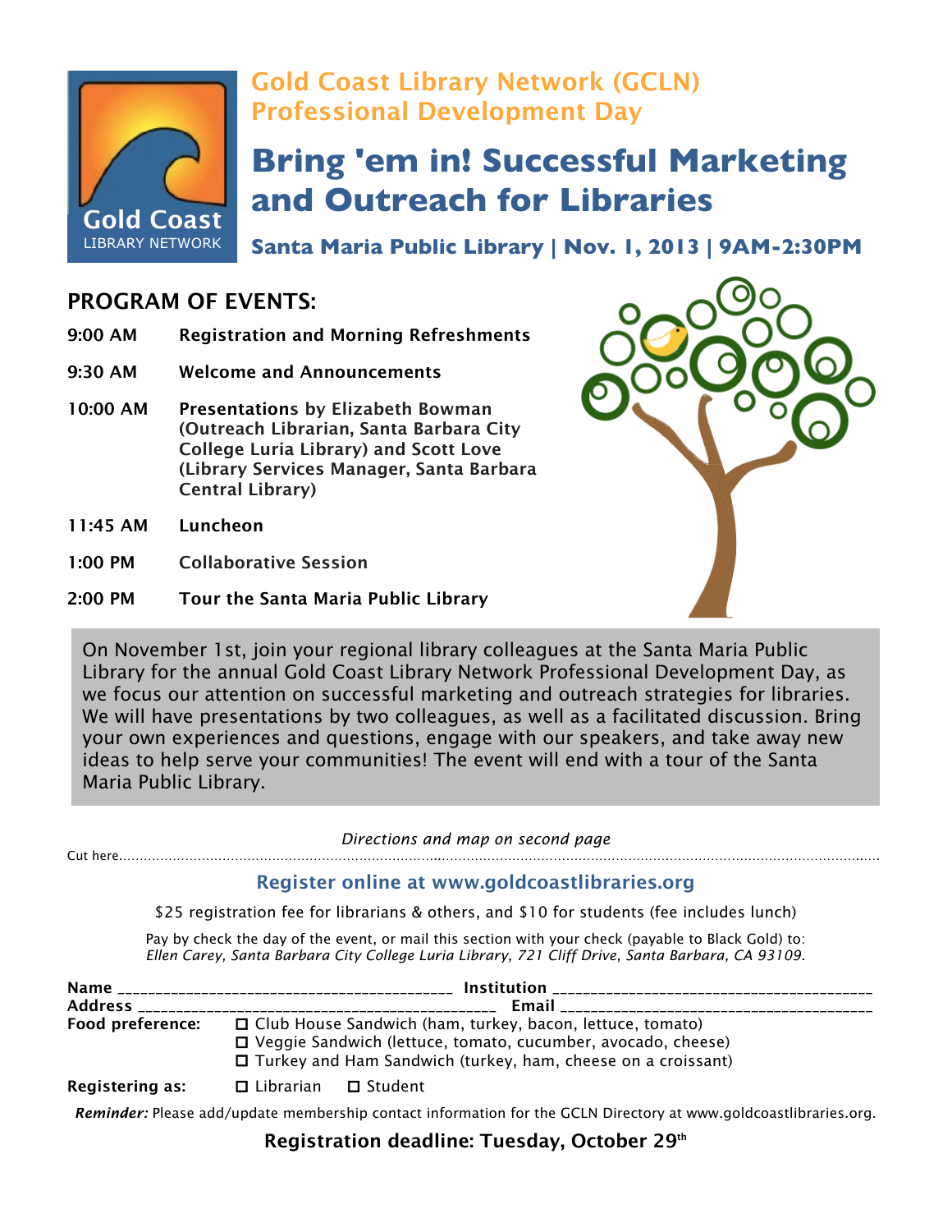Gold Coast LIBRARY NETWORK

## Gold Coast Library Network (GCLN) Professional Development Day

# Bring 'em in! Successful Marketing and Outreach for Libraries

**Santa Maria Public Library | Nov. 1, 2013 | 9AM-2:30PM**

## PROGRAM OF EVENTS:

| | |
|---|---|
| **9:00 AM** | **Registration and Morning Refreshments** |
| **9:30 AM** | **Welcome and Announcements** |
| **10:00 AM** | **Presentations by Elizabeth Bowman (Outreach Librarian, Santa Barbara City College Luria Library) and Scott Love (Library Services Manager, Santa Barbara Central Library)** |
| **11:45 AM** | **Luncheon** |
| **1:00 PM** | **Collaborative Session** |
| **2:00 PM** | **Tour the Santa Maria Public Library** |

On November 1st, join your regional library colleagues at the Santa Maria Public Library for the annual Gold Coast Library Network Professional Development Day, as we focus our attention on successful marketing and outreach strategies for libraries. We will have presentations by two colleagues, as well as a facilitated discussion. Bring your own experiences and questions, engage with our speakers, and take away new ideas to help serve your communities! The event will end with a tour of the Santa Maria Public Library.

*Directions and map on second page*

Cut here.......................................................................................................................................

### Register online at www.goldcoastlibraries.org

$25 registration fee for librarians & others, and $10 for students (fee includes lunch)

Pay by check the day of the event, or mail this section with your check (payable to Black Gold) to:
*Ellen Carey, Santa Barbara City College Luria Library, 721 Cliff Drive, Santa Barbara, CA 93109.*

**Name** ______________________________________ **Institution** ______________________________________
**Address** ______________________________________ **Email** ______________________________________

**Food preference:**
- ☐ Club House Sandwich (ham, turkey, bacon, lettuce, tomato)
- ☐ Veggie Sandwich (lettuce, tomato, cucumber, avocado, cheese)
- ☐ Turkey and Ham Sandwich (turkey, ham, cheese on a croissant)

**Registering as:** ☐ Librarian ☐ Student

***Reminder:*** Please add/update membership contact information for the GCLN Directory at www.goldcoastlibraries.org.

**Registration deadline: Tuesday, October 29th**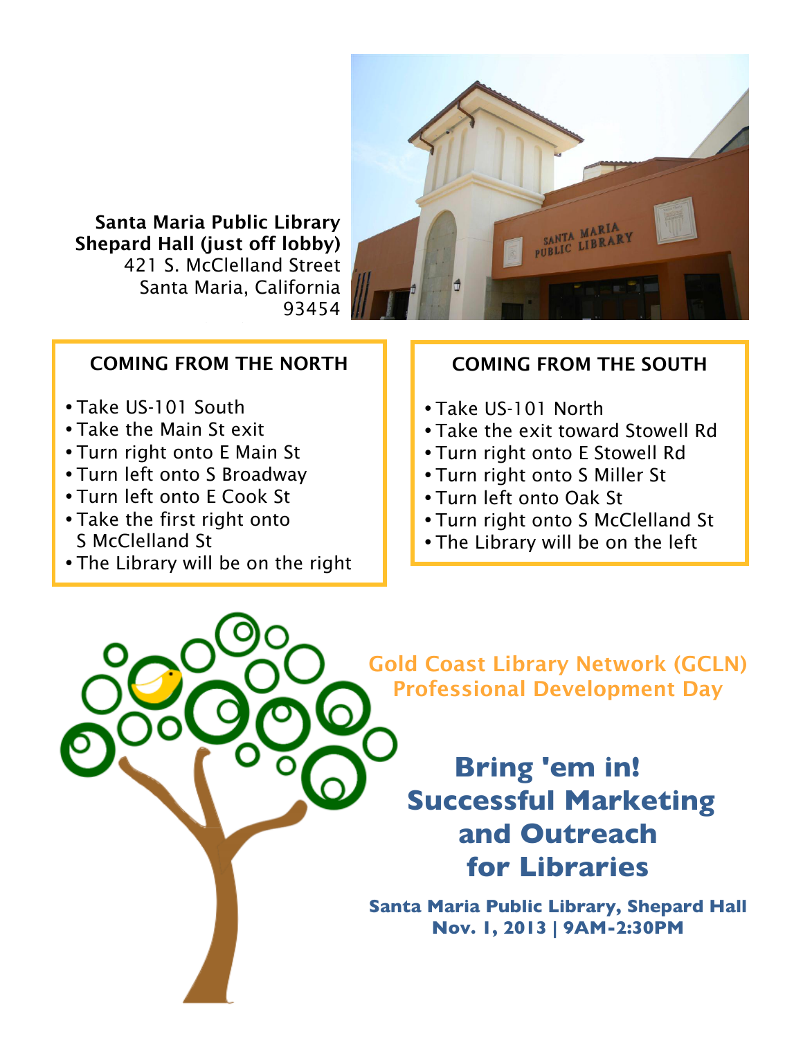**Santa Maria Public Library**
**Shepard Hall (just off lobby)**
421 S. McClelland Street
Santa Maria, California
93454

### COMING FROM THE NORTH

- Take US-101 South
- Take the Main St exit
- Turn right onto E Main St
- Turn left onto S Broadway
- Turn left onto E Cook St
- Take the first right onto S McClelland St
- The Library will be on the right

### COMING FROM THE SOUTH

- Take US-101 North
- Take the exit toward Stowell Rd
- Turn right onto E Stowell Rd
- Turn right onto S Miller St
- Turn left onto Oak St
- Turn right onto S McClelland St
- The Library will be on the left

**Gold Coast Library Network (GCLN) Professional Development Day**

# Bring 'em in! Successful Marketing and Outreach for Libraries

**Santa Maria Public Library, Shepard Hall**
**Nov. 1, 2013 | 9AM-2:30PM**